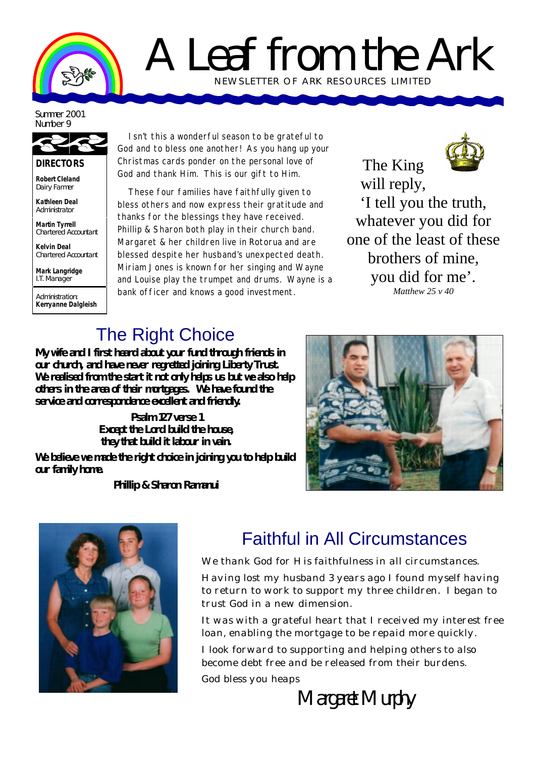# A Leaf from the Ark

NEWSLETTER OF ARK RESOURCES LIMITED

Summer 2001
Number 9

**DIRECTORS**

**Robert Cleland**
Dairy Farmer

**Kathleen Deal**
Administrator

**Martin Tyrrell**
Chartered Accountant

**Kelvin Deal**
Chartered Accountant

**Mark Langridge**
I.T. Manager

Administration:
**Kerryanne Dalgleish**

Isn't this a wonderful season to be grateful to God and to bless one another! As you hang up your Christmas cards ponder on the personal love of God and thank Him. This is our gift to Him.

These four families have faithfully given to bless others and now express their gratitude and thanks for the blessings they have received. Phillip & Sharon both play in their church band. Margaret & her children live in Rotorua and are blessed despite her husband's unexpected death. Miriam Jones is known for her singing and Wayne and Louise play the trumpet and drums. Wayne is a bank officer and knows a good investment.

The King will reply,
'I tell you the truth, whatever you did for one of the least of these brothers of mine, you did for me'.
*Matthew 25 v 40*

## The Right Choice

**My wife and I first heard about your fund through friends in our church, and have never regretted joining Liberty Trust. We realised from the start it not only helps us but we also help others in the area of their mortgages. We have found the service and correspondence excellent and friendly.**

**Psalm 127 verse 1**
**Except the Lord build the house, they that build it labour in vain.**

**We believe we made the right choice in joining you to help build our family home.**

**Phillip & Sharon Ramanui**

## Faithful in All Circumstances

We thank God for His faithfulness in all circumstances.

Having lost my husband 3 years ago I found myself having to return to work to support my three children. I began to trust God in a new dimension.

It was with a grateful heart that I received my interest free loan, enabling the mortgage to be repaid more quickly.

I look forward to supporting and helping others to also become debt free and be released from their burdens.

God bless you heaps

Margaret Murphy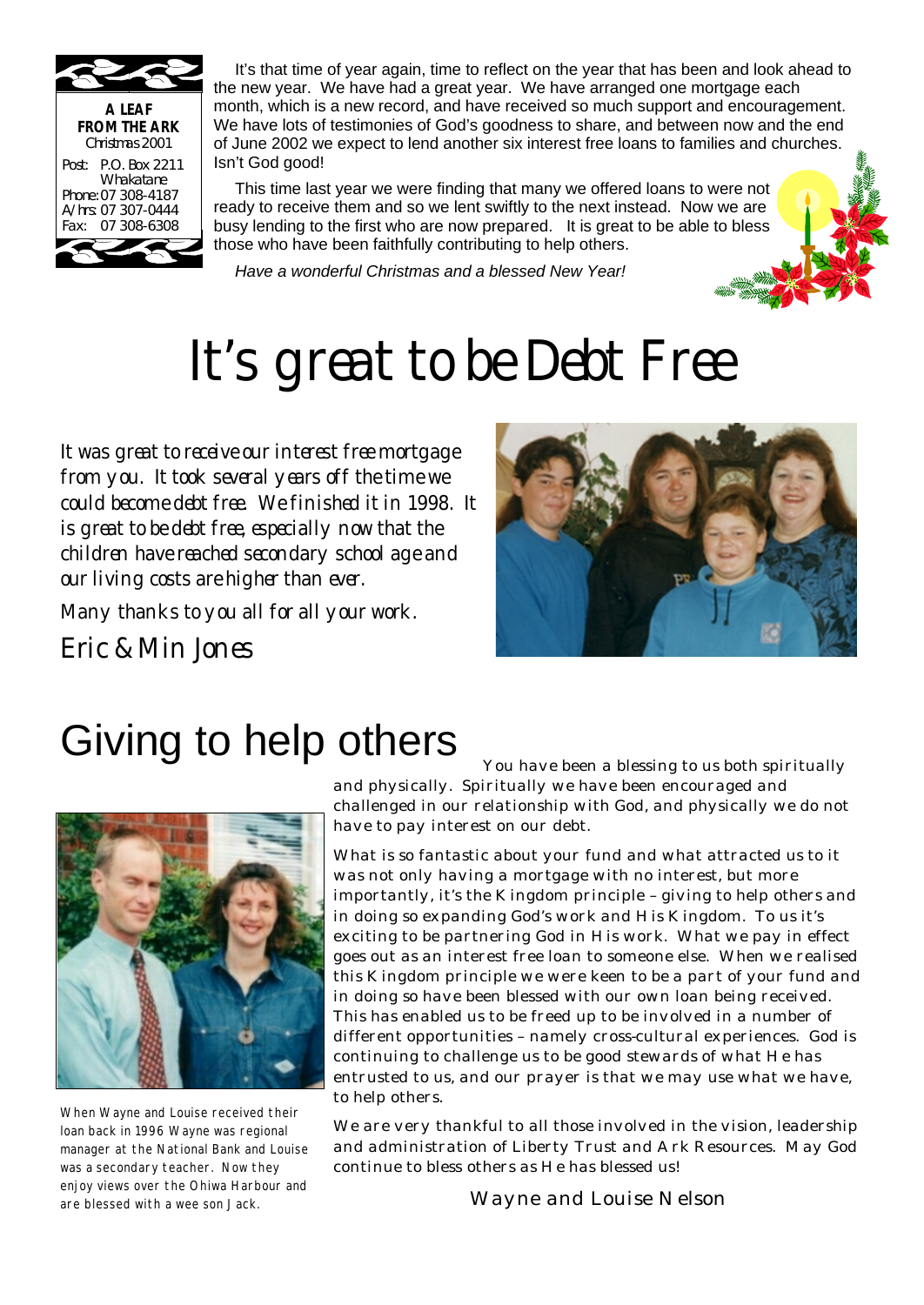**A LEAF FROM THE ARK**
Christmas 2001

Post: P.O. Box 2211 Whakatane
Phone: 07 308-4187
A/hrs: 07 307-0444
Fax: 07 308-6308

It's that time of year again, time to reflect on the year that has been and look ahead to the new year. We have had a great year. We have arranged one mortgage each month, which is a new record, and have received so much support and encouragement. We have lots of testimonies of God's goodness to share, and between now and the end of June 2002 we expect to lend another six interest free loans to families and churches. Isn't God good!

This time last year we were finding that many we offered loans to were not ready to receive them and so we lent swiftly to the next instead. Now we are busy lending to the first who are now prepared. It is great to be able to bless those who have been faithfully contributing to help others.

*Have a wonderful Christmas and a blessed New Year!*

# It's great to be Debt Free

It was great to receive our interest free mortgage from you. It took several years off the time we could become debt free. We finished it in 1998. It is great to be debt free, especially now that the children have reached secondary school age and our living costs are higher than ever.

Many thanks to you all for all your work.

Eric & Min Jones

# Giving to help others

You have been a blessing to us both spiritually and physically. Spiritually we have been encouraged and challenged in our relationship with God, and physically we do not have to pay interest on our debt.

What is so fantastic about your fund and what attracted us to it was not only having a mortgage with no interest, but more importantly, it's the Kingdom principle – giving to help others and in doing so expanding God's work and His Kingdom. To us it's exciting to be partnering God in His work. What we pay in effect goes out as an interest free loan to someone else. When we realised this Kingdom principle we were keen to be a part of your fund and in doing so have been blessed with our own loan being received. This has enabled us to be freed up to be involved in a number of different opportunities – namely cross-cultural experiences. God is continuing to challenge us to be good stewards of what He has entrusted to us, and our prayer is that we may use what we have, to help others.

We are very thankful to all those involved in the vision, leadership and administration of Liberty Trust and Ark Resources. May God continue to bless others as He has blessed us!

Wayne and Louise Nelson

When Wayne and Louise received their loan back in 1996 Wayne was regional manager at the National Bank and Louise was a secondary teacher. Now they enjoy views over the Ohiwa Harbour and are blessed with a wee son Jack.